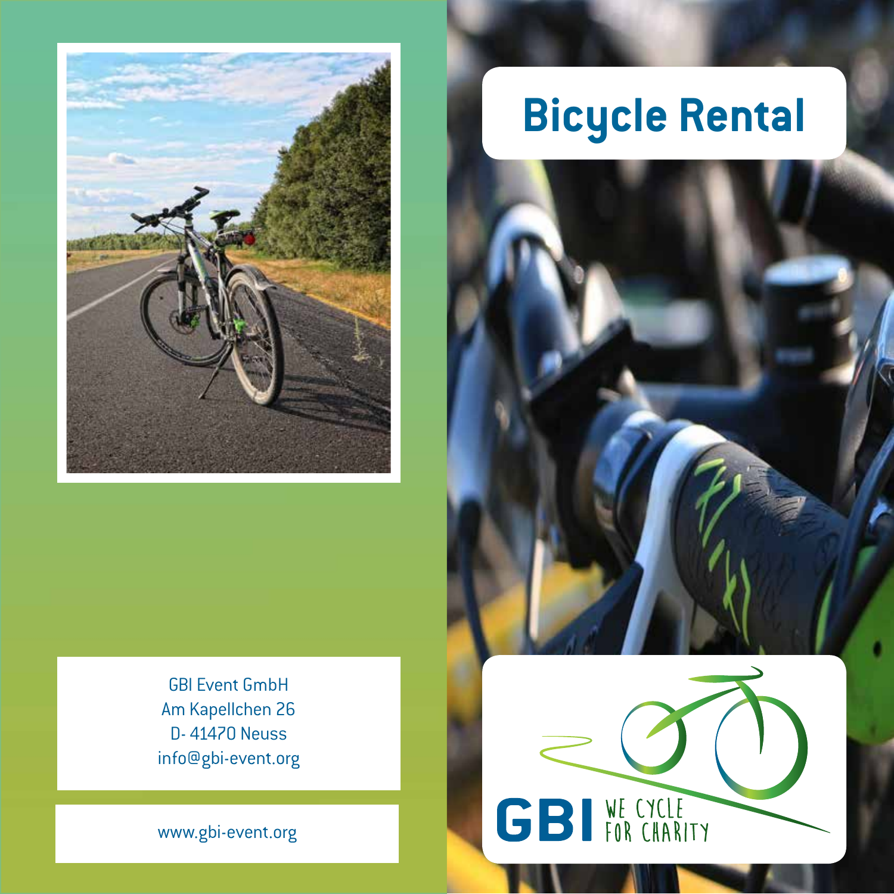# Bicycle Rental

GBI Event GmbH
Am Kapellchen 26
D- 41470 Neuss
info@gbi-event.org

www.gbi-event.org

GBI WE CYCLE FOR CHARITY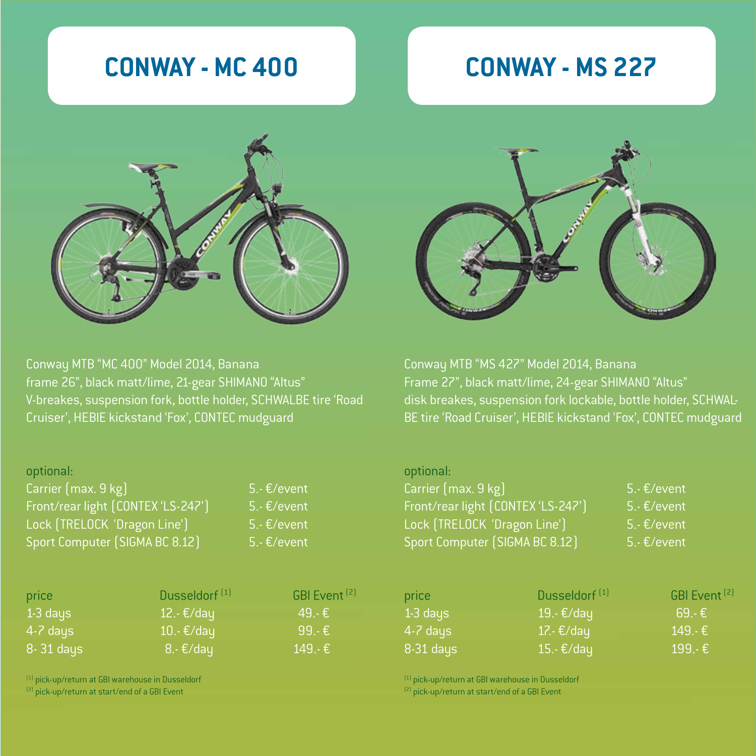## CONWAY - MC 400

Conway MTB “MC 400” Model 2014, Banana
frame 26”, black matt/lime, 21-gear SHIMANO “Altus”
V-breakes, suspension fork, bottle holder, SCHWALBE tire ‘Road Cruiser’, HEBIE kickstand ‘Fox’, CONTEC mudguard

optional:

| | |
|---|---|
| Carrier (max. 9 kg) | 5.- €/event |
| Front/rear light (CONTEX ‘LS-247’) | 5.- €/event |
| Lock (TRELOCK ‘Dragon Line’) | 5.- €/event |
| Sport Computer (SIGMA BC 8.12) | 5.- €/event |

| price | Dusseldorf [1] | GBI Event [2] |
|---|---|---|
| 1-3 days | 12.- €/day | 49.- € |
| 4-7 days | 10.- €/day | 99.- € |
| 8- 31 days | 8.- €/day | 149.- € |

[1] pick-up/return at GBI warehouse in Dusseldorf
[2] pick-up/return at start/end of a GBI Event

## CONWAY - MS 227

Conway MTB “MS 427” Model 2014, Banana
Frame 27”, black matt/lime, 24-gear SHIMANO “Altus”
disk breakes, suspension fork lockable, bottle holder, SCHWALBE tire ‘Road Cruiser’, HEBIE kickstand ‘Fox’, CONTEC mudguard

optional:

| | |
|---|---|
| Carrier (max. 9 kg) | 5.- €/event |
| Front/rear light (CONTEX ‘LS-247’) | 5.- €/event |
| Lock (TRELOCK ‘Dragon Line’) | 5.- €/event |
| Sport Computer (SIGMA BC 8.12) | 5.- €/event |

| price | Dusseldorf [1] | GBI Event [2] |
|---|---|---|
| 1-3 days | 19.- €/day | 69.- € |
| 4-7 days | 17.- €/day | 149.- € |
| 8-31 days | 15.- €/day | 199.- € |

[1] pick-up/return at GBI warehouse in Dusseldorf
[2] pick-up/return at start/end of a GBI Event